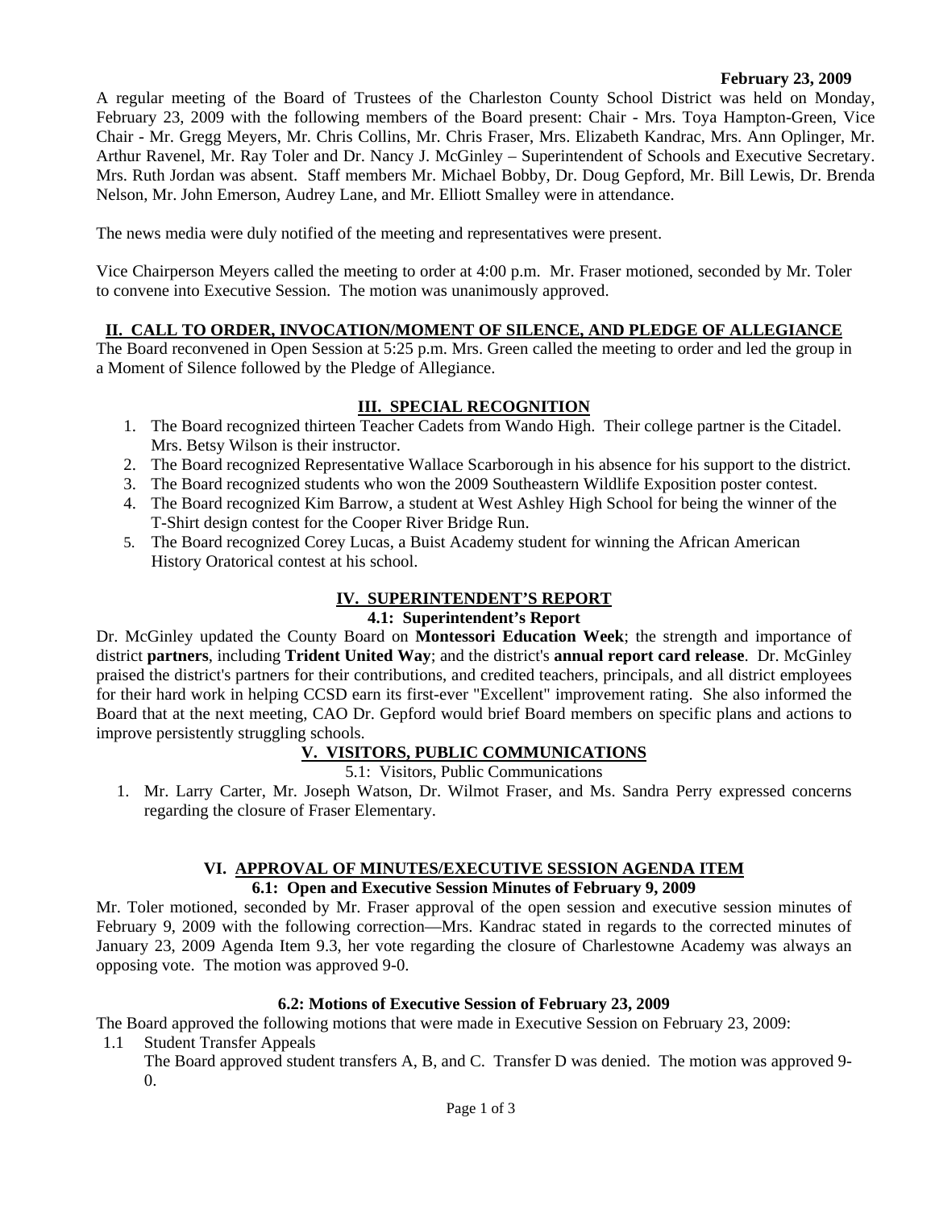**February 23, 2009**

A regular meeting of the Board of Trustees of the Charleston County School District was held on Monday, February 23, 2009 with the following members of the Board present: Chair - Mrs. Toya Hampton-Green, Vice Chair - Mr. Gregg Meyers, Mr. Chris Collins, Mr. Chris Fraser, Mrs. Elizabeth Kandrac, Mrs. Ann Oplinger, Mr. Arthur Ravenel, Mr. Ray Toler and Dr. Nancy J. McGinley – Superintendent of Schools and Executive Secretary. Mrs. Ruth Jordan was absent. Staff members Mr. Michael Bobby, Dr. Doug Gepford, Mr. Bill Lewis, Dr. Brenda Nelson, Mr. John Emerson, Audrey Lane, and Mr. Elliott Smalley were in attendance.

The news media were duly notified of the meeting and representatives were present.

Vice Chairperson Meyers called the meeting to order at 4:00 p.m. Mr. Fraser motioned, seconded by Mr. Toler to convene into Executive Session. The motion was unanimously approved.

## II. CALL TO ORDER, INVOCATION/MOMENT OF SILENCE, AND PLEDGE OF ALLEGIANCE

The Board reconvened in Open Session at 5:25 p.m. Mrs. Green called the meeting to order and led the group in a Moment of Silence followed by the Pledge of Allegiance.

## III. SPECIAL RECOGNITION

1. The Board recognized thirteen Teacher Cadets from Wando High. Their college partner is the Citadel. Mrs. Betsy Wilson is their instructor.
2. The Board recognized Representative Wallace Scarborough in his absence for his support to the district.
3. The Board recognized students who won the 2009 Southeastern Wildlife Exposition poster contest.
4. The Board recognized Kim Barrow, a student at West Ashley High School for being the winner of the T-Shirt design contest for the Cooper River Bridge Run.
5. The Board recognized Corey Lucas, a Buist Academy student for winning the African American History Oratorical contest at his school.

## IV. SUPERINTENDENT'S REPORT

### 4.1: Superintendent's Report

Dr. McGinley updated the County Board on **Montessori Education Week**; the strength and importance of district **partners**, including **Trident United Way**; and the district's **annual report card release**. Dr. McGinley praised the district's partners for their contributions, and credited teachers, principals, and all district employees for their hard work in helping CCSD earn its first-ever "Excellent" improvement rating. She also informed the Board that at the next meeting, CAO Dr. Gepford would brief Board members on specific plans and actions to improve persistently struggling schools.

## V. VISITORS, PUBLIC COMMUNICATIONS

5.1: Visitors, Public Communications

1. Mr. Larry Carter, Mr. Joseph Watson, Dr. Wilmot Fraser, and Ms. Sandra Perry expressed concerns regarding the closure of Fraser Elementary.

## VI. APPROVAL OF MINUTES/EXECUTIVE SESSION AGENDA ITEM

### 6.1: Open and Executive Session Minutes of February 9, 2009

Mr. Toler motioned, seconded by Mr. Fraser approval of the open session and executive session minutes of February 9, 2009 with the following correction—Mrs. Kandrac stated in regards to the corrected minutes of January 23, 2009 Agenda Item 9.3, her vote regarding the closure of Charlestowne Academy was always an opposing vote. The motion was approved 9-0.

### 6.2: Motions of Executive Session of February 23, 2009

The Board approved the following motions that were made in Executive Session on February 23, 2009:

1.1 Student Transfer Appeals
The Board approved student transfers A, B, and C. Transfer D was denied. The motion was approved 9-0.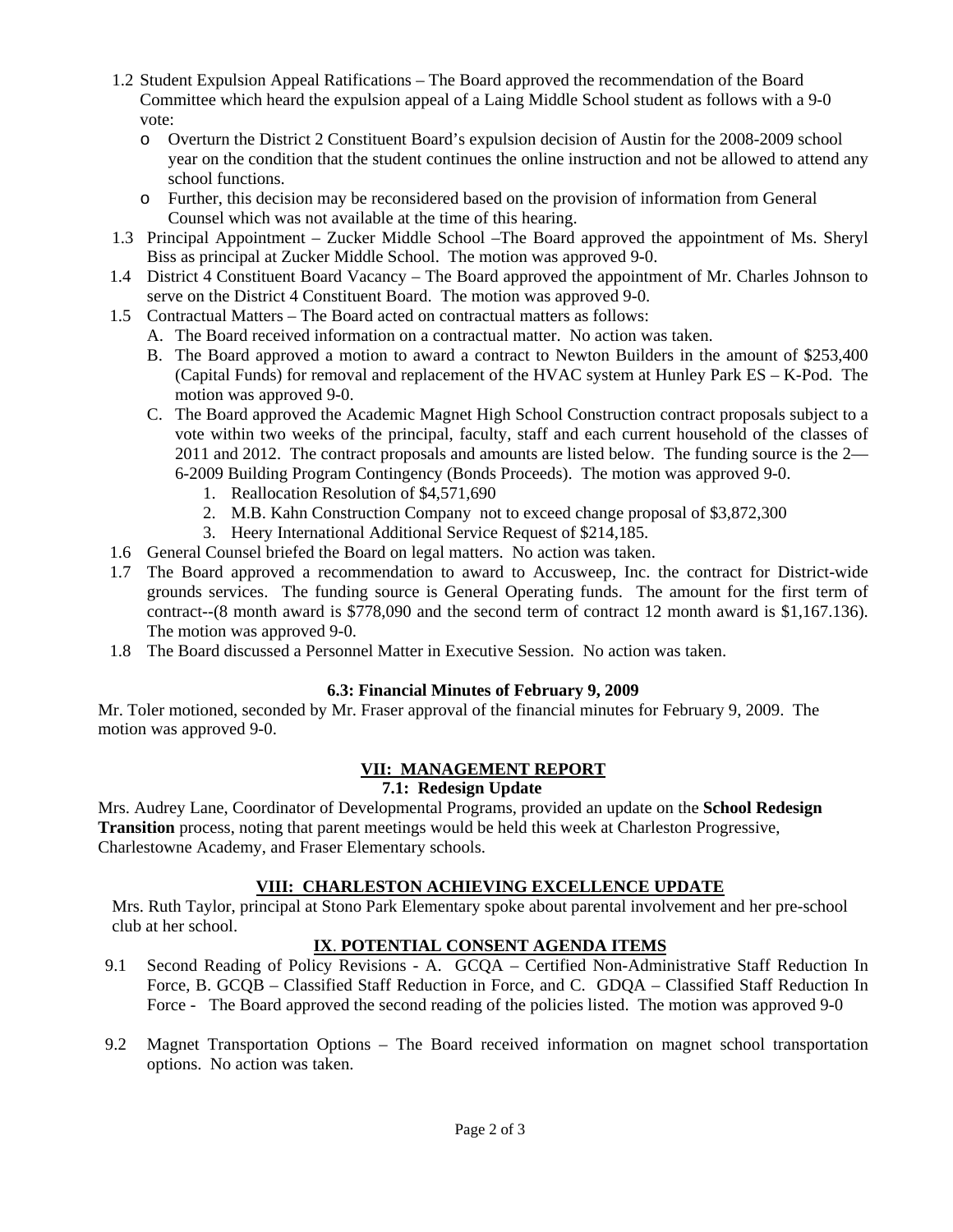- 1.2 Student Expulsion Appeal Ratifications – The Board approved the recommendation of the Board Committee which heard the expulsion appeal of a Laing Middle School student as follows with a 9-0 vote:
  - Overturn the District 2 Constituent Board's expulsion decision of Austin for the 2008-2009 school year on the condition that the student continues the online instruction and not be allowed to attend any school functions.
  - Further, this decision may be reconsidered based on the provision of information from General Counsel which was not available at the time of this hearing.
- 1.3 Principal Appointment – Zucker Middle School –The Board approved the appointment of Ms. Sheryl Biss as principal at Zucker Middle School. The motion was approved 9-0.
- 1.4 District 4 Constituent Board Vacancy – The Board approved the appointment of Mr. Charles Johnson to serve on the District 4 Constituent Board. The motion was approved 9-0.
- 1.5 Contractual Matters – The Board acted on contractual matters as follows:
  - A. The Board received information on a contractual matter. No action was taken.
  - B. The Board approved a motion to award a contract to Newton Builders in the amount of $253,400 (Capital Funds) for removal and replacement of the HVAC system at Hunley Park ES – K-Pod. The motion was approved 9-0.
  - C. The Board approved the Academic Magnet High School Construction contract proposals subject to a vote within two weeks of the principal, faculty, staff and each current household of the classes of 2011 and 2012. The contract proposals and amounts are listed below. The funding source is the 2—6-2009 Building Program Contingency (Bonds Proceeds). The motion was approved 9-0.
    1. Reallocation Resolution of $4,571,690
    2. M.B. Kahn Construction Company not to exceed change proposal of $3,872,300
    3. Heery International Additional Service Request of $214,185.
- 1.6 General Counsel briefed the Board on legal matters. No action was taken.
- 1.7 The Board approved a recommendation to award to Accusweep, Inc. the contract for District-wide grounds services. The funding source is General Operating funds. The amount for the first term of contract--(8 month award is $778,090 and the second term of contract 12 month award is $1,167.136). The motion was approved 9-0.
- 1.8 The Board discussed a Personnel Matter in Executive Session. No action was taken.

**6.3: Financial Minutes of February 9, 2009**

Mr. Toler motioned, seconded by Mr. Fraser approval of the financial minutes for February 9, 2009. The motion was approved 9-0.

## VII: MANAGEMENT REPORT

**7.1: Redesign Update**

Mrs. Audrey Lane, Coordinator of Developmental Programs, provided an update on the **School Redesign Transition** process, noting that parent meetings would be held this week at Charleston Progressive, Charlestowne Academy, and Fraser Elementary schools.

## VIII: CHARLESTON ACHIEVING EXCELLENCE UPDATE

Mrs. Ruth Taylor, principal at Stono Park Elementary spoke about parental involvement and her pre-school club at her school.

## IX. POTENTIAL CONSENT AGENDA ITEMS

- 9.1 Second Reading of Policy Revisions - A. GCQA – Certified Non-Administrative Staff Reduction In Force, B. GCQB – Classified Staff Reduction in Force, and C. GDQA – Classified Staff Reduction In Force - The Board approved the second reading of the policies listed. The motion was approved 9-0
- 9.2 Magnet Transportation Options – The Board received information on magnet school transportation options. No action was taken.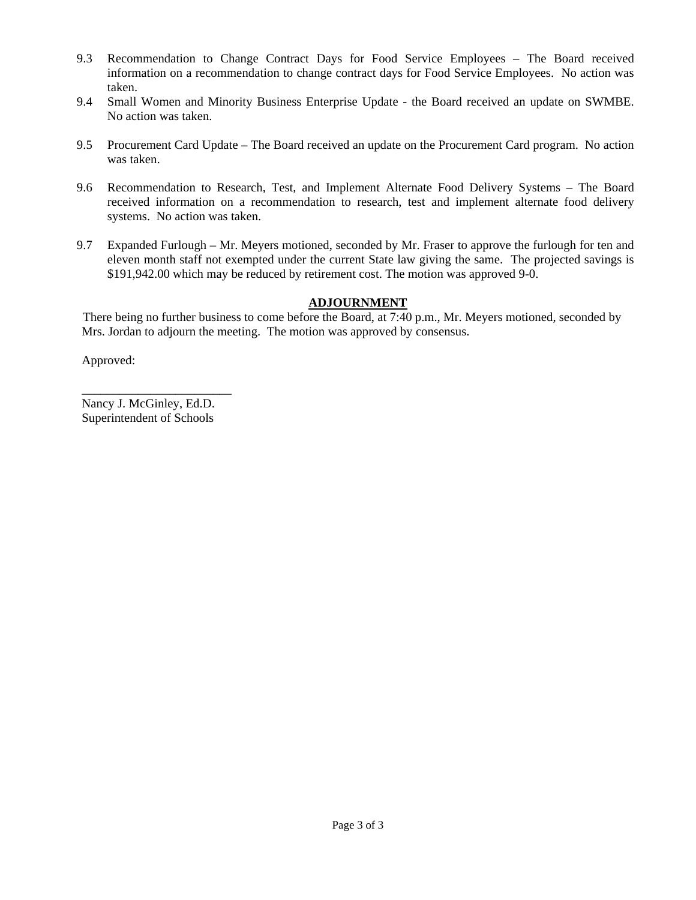9.3 Recommendation to Change Contract Days for Food Service Employees – The Board received information on a recommendation to change contract days for Food Service Employees. No action was taken.

9.4 Small Women and Minority Business Enterprise Update - the Board received an update on SWMBE. No action was taken.

9.5 Procurement Card Update – The Board received an update on the Procurement Card program. No action was taken.

9.6 Recommendation to Research, Test, and Implement Alternate Food Delivery Systems – The Board received information on a recommendation to research, test and implement alternate food delivery systems. No action was taken.

9.7 Expanded Furlough – Mr. Meyers motioned, seconded by Mr. Fraser to approve the furlough for ten and eleven month staff not exempted under the current State law giving the same. The projected savings is $191,942.00 which may be reduced by retirement cost. The motion was approved 9-0.

## ADJOURNMENT

There being no further business to come before the Board, at 7:40 p.m., Mr. Meyers motioned, seconded by Mrs. Jordan to adjourn the meeting. The motion was approved by consensus.

Approved:

________________________

Nancy J. McGinley, Ed.D.
Superintendent of Schools